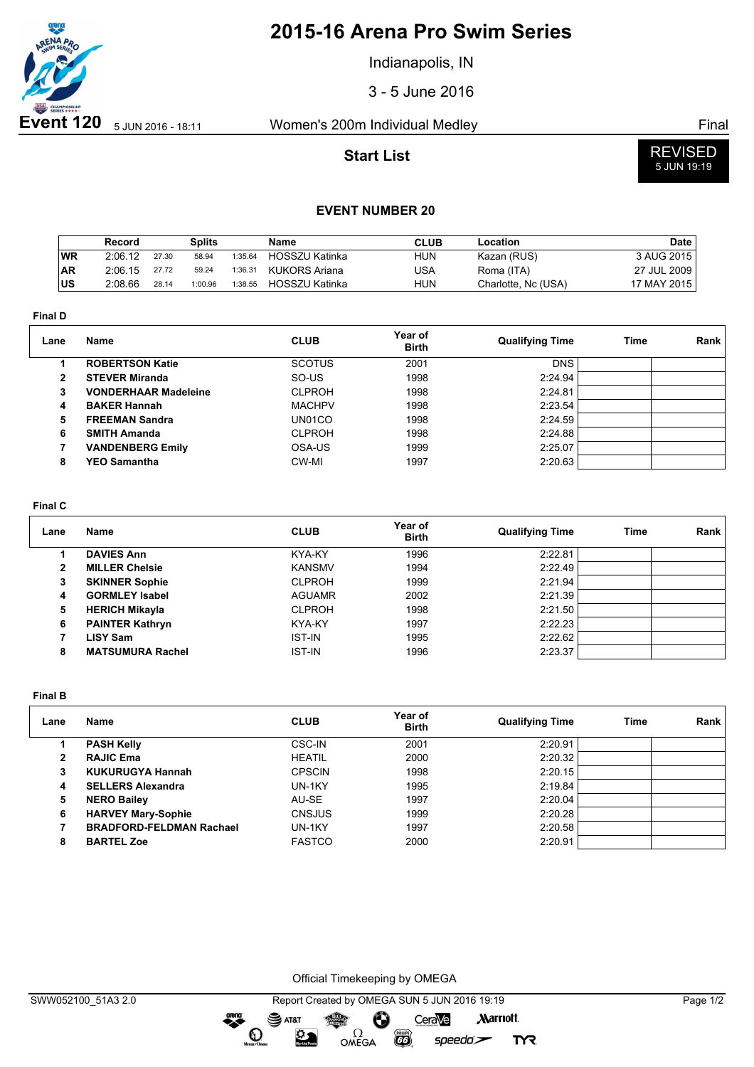# 2015-16 Arena Pro Swim Series

Indianapolis, IN

3 - 5 June 2016

**Event 120** 5 JUN 2016 - 18:11 — Women's 200m Individual Medley — Final

## Start List

REVISED 5 JUN 19:19

### EVENT NUMBER 20

| | Record | Splits | | | Name | CLUB | Location | Date |
|---|---|---|---|---|---|---|---|---|
| WR | 2:06.12 | 27.30 | 58.94 | 1:35.64 | HOSSZU Katinka | HUN | Kazan (RUS) | 3 AUG 2015 |
| AR | 2:06.15 | 27.72 | 59.24 | 1:36.31 | KUKORS Ariana | USA | Roma (ITA) | 27 JUL 2009 |
| US | 2:08.66 | 28.14 | 1:00.96 | 1:38.55 | HOSSZU Katinka | HUN | Charlotte, Nc (USA) | 17 MAY 2015 |

**Final D**

| Lane | Name | CLUB | Year of Birth | Qualifying Time | Time | Rank |
|---|---|---|---|---|---|---|
| 1 | **ROBERTSON Katie** | SCOTUS | 2001 | DNS | | |
| 2 | **STEVER Miranda** | SO-US | 1998 | 2:24.94 | | |
| 3 | **VONDERHAAR Madeleine** | CLPROH | 1998 | 2:24.81 | | |
| 4 | **BAKER Hannah** | MACHPV | 1998 | 2:23.54 | | |
| 5 | **FREEMAN Sandra** | UN01CO | 1998 | 2:24.59 | | |
| 6 | **SMITH Amanda** | CLPROH | 1998 | 2:24.88 | | |
| 7 | **VANDENBERG Emily** | OSA-US | 1999 | 2:25.07 | | |
| 8 | **YEO Samantha** | CW-MI | 1997 | 2:20.63 | | |

**Final C**

| Lane | Name | CLUB | Year of Birth | Qualifying Time | Time | Rank |
|---|---|---|---|---|---|---|
| 1 | **DAVIES Ann** | KYA-KY | 1996 | 2:22.81 | | |
| 2 | **MILLER Chelsie** | KANSMV | 1994 | 2:22.49 | | |
| 3 | **SKINNER Sophie** | CLPROH | 1999 | 2:21.94 | | |
| 4 | **GORMLEY Isabel** | AGUAMR | 2002 | 2:21.39 | | |
| 5 | **HERICH Mikayla** | CLPROH | 1998 | 2:21.50 | | |
| 6 | **PAINTER Kathryn** | KYA-KY | 1997 | 2:22.23 | | |
| 7 | **LISY Sam** | IST-IN | 1995 | 2:22.62 | | |
| 8 | **MATSUMURA Rachel** | IST-IN | 1996 | 2:23.37 | | |

**Final B**

| Lane | Name | CLUB | Year of Birth | Qualifying Time | Time | Rank |
|---|---|---|---|---|---|---|
| 1 | **PASH Kelly** | CSC-IN | 2001 | 2:20.91 | | |
| 2 | **RAJIC Ema** | HEATIL | 2000 | 2:20.32 | | |
| 3 | **KUKURUGYA Hannah** | CPSCIN | 1998 | 2:20.15 | | |
| 4 | **SELLERS Alexandra** | UN-1KY | 1995 | 2:19.84 | | |
| 5 | **NERO Bailey** | AU-SE | 1997 | 2:20.04 | | |
| 6 | **HARVEY Mary-Sophie** | CNSJUS | 1999 | 2:20.28 | | |
| 7 | **BRADFORD-FELDMAN Rachael** | UN-1KY | 1997 | 2:20.58 | | |
| 8 | **BARTEL Zoe** | FASTCO | 2000 | 2:20.91 | | |

Official Timekeeping by OMEGA

SWW052100_51A3 2.0 — Report Created by OMEGA SUN 5 JUN 2016 19:19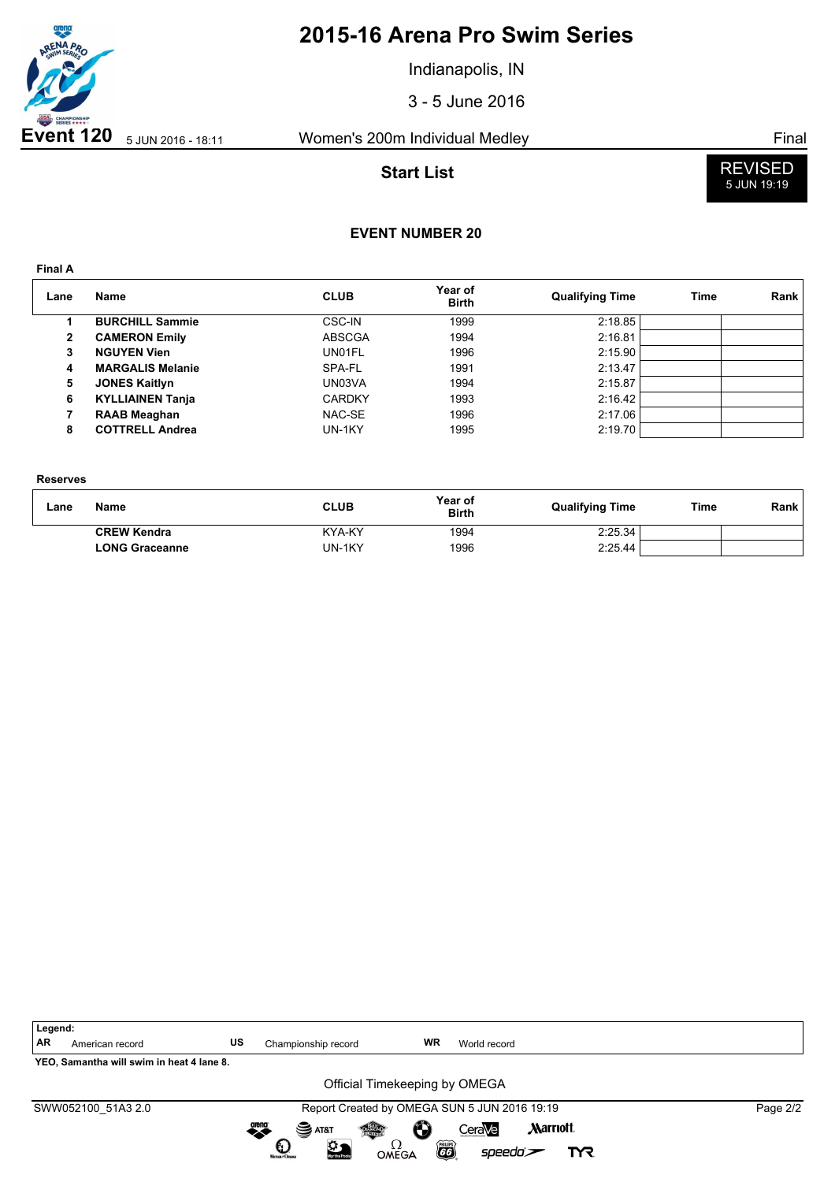# 2015-16 Arena Pro Swim Series

Indianapolis, IN

3 - 5 June 2016

**Event 120** 5 JUN 2016 - 18:11 Women's 200m Individual Medley Final

## Start List

REVISED
5 JUN 19:19

### EVENT NUMBER 20

**Final A**

| Lane | Name | CLUB | Year of Birth | Qualifying Time | Time | Rank |
|---|---|---|---|---|---|---|
| 1 | **BURCHILL Sammie** | CSC-IN | 1999 | 2:18.85 | | |
| 2 | **CAMERON Emily** | ABSCGA | 1994 | 2:16.81 | | |
| 3 | **NGUYEN Vien** | UN01FL | 1996 | 2:15.90 | | |
| 4 | **MARGALIS Melanie** | SPA-FL | 1991 | 2:13.47 | | |
| 5 | **JONES Kaitlyn** | UN03VA | 1994 | 2:15.87 | | |
| 6 | **KYLLIAINEN Tanja** | CARDKY | 1993 | 2:16.42 | | |
| 7 | **RAAB Meaghan** | NAC-SE | 1996 | 2:17.06 | | |
| 8 | **COTTRELL Andrea** | UN-1KY | 1995 | 2:19.70 | | |

**Reserves**

| Lane | Name | CLUB | Year of Birth | Qualifying Time | Time | Rank |
|---|---|---|---|---|---|---|
| | **CREW Kendra** | KYA-KY | 1994 | 2:25.34 | | |
| | **LONG Graceanne** | UN-1KY | 1996 | 2:25.44 | | |

**Legend:**

| | | | | | |
|---|---|---|---|---|---|
| **AR** | American record | **US** | Championship record | **WR** | World record |

**YEO, Samantha will swim in heat 4 lane 8.**

Official Timekeeping by OMEGA

SWW052100_51A3 2.0 Report Created by OMEGA SUN 5 JUN 2016 19:19